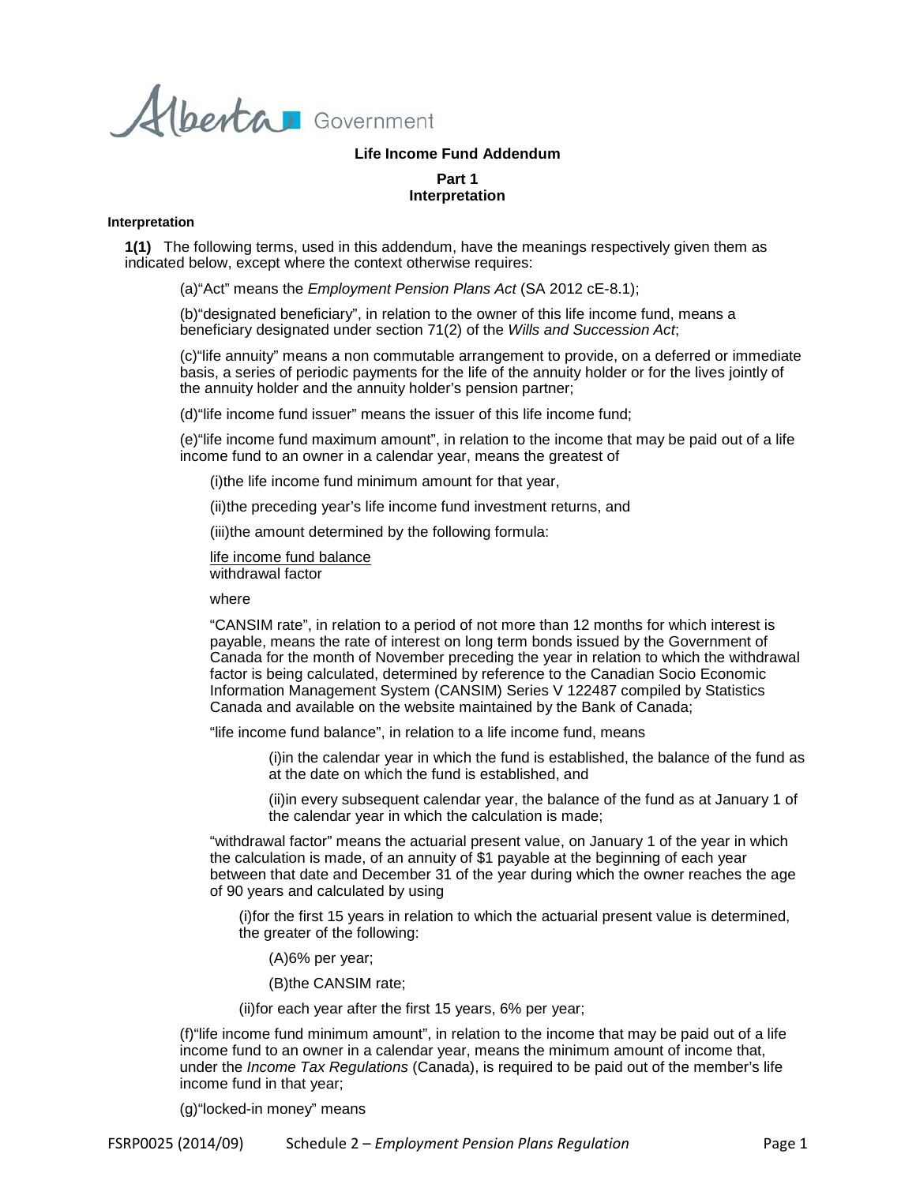# Life Income Fund Addendum

## Part 1
## Interpretation

**Interpretation**

**1(1)** The following terms, used in this addendum, have the meanings respectively given them as indicated below, except where the context otherwise requires:

(a)"Act" means the *Employment Pension Plans Act* (SA 2012 cE-8.1);

(b)"designated beneficiary", in relation to the owner of this life income fund, means a beneficiary designated under section 71(2) of the *Wills and Succession Act*;

(c)"life annuity" means a non commutable arrangement to provide, on a deferred or immediate basis, a series of periodic payments for the life of the annuity holder or for the lives jointly of the annuity holder and the annuity holder's pension partner;

(d)"life income fund issuer" means the issuer of this life income fund;

(e)"life income fund maximum amount", in relation to the income that may be paid out of a life income fund to an owner in a calendar year, means the greatest of

(i)the life income fund minimum amount for that year,

(ii)the preceding year's life income fund investment returns, and

(iii)the amount determined by the following formula:

$$\frac{\text{life income fund balance}}{\text{withdrawal factor}}$$

where

"CANSIM rate", in relation to a period of not more than 12 months for which interest is payable, means the rate of interest on long term bonds issued by the Government of Canada for the month of November preceding the year in relation to which the withdrawal factor is being calculated, determined by reference to the Canadian Socio Economic Information Management System (CANSIM) Series V 122487 compiled by Statistics Canada and available on the website maintained by the Bank of Canada;

"life income fund balance", in relation to a life income fund, means

(i)in the calendar year in which the fund is established, the balance of the fund as at the date on which the fund is established, and

(ii)in every subsequent calendar year, the balance of the fund as at January 1 of the calendar year in which the calculation is made;

"withdrawal factor" means the actuarial present value, on January 1 of the year in which the calculation is made, of an annuity of $1 payable at the beginning of each year between that date and December 31 of the year during which the owner reaches the age of 90 years and calculated by using

(i)for the first 15 years in relation to which the actuarial present value is determined, the greater of the following:

(A)6% per year;

(B)the CANSIM rate;

(ii)for each year after the first 15 years, 6% per year;

(f)"life income fund minimum amount", in relation to the income that may be paid out of a life income fund to an owner in a calendar year, means the minimum amount of income that, under the *Income Tax Regulations* (Canada), is required to be paid out of the member's life income fund in that year;

(g)"locked-in money" means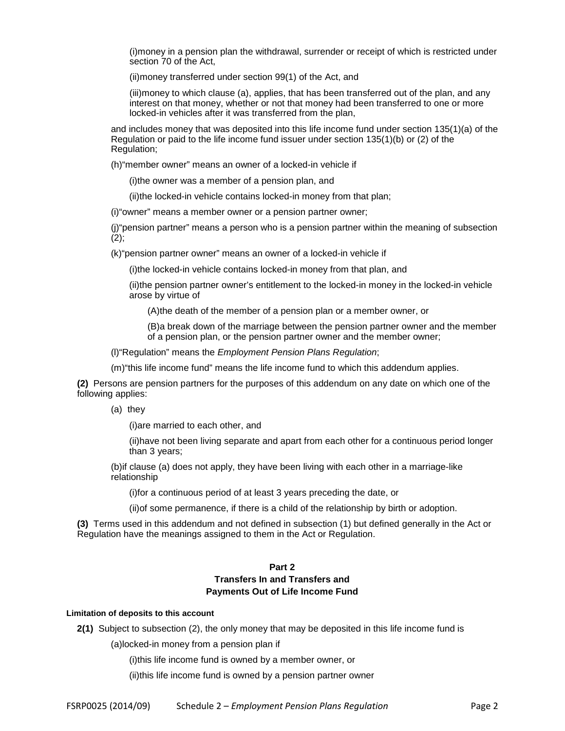(i)money in a pension plan the withdrawal, surrender or receipt of which is restricted under section 70 of the Act,

(ii)money transferred under section 99(1) of the Act, and

(iii)money to which clause (a), applies, that has been transferred out of the plan, and any interest on that money, whether or not that money had been transferred to one or more locked-in vehicles after it was transferred from the plan,

and includes money that was deposited into this life income fund under section 135(1)(a) of the Regulation or paid to the life income fund issuer under section 135(1)(b) or (2) of the Regulation;

(h)"member owner" means an owner of a locked-in vehicle if

(i)the owner was a member of a pension plan, and

(ii)the locked-in vehicle contains locked-in money from that plan;

(i)"owner" means a member owner or a pension partner owner;

(j)"pension partner" means a person who is a pension partner within the meaning of subsection (2);

(k)"pension partner owner" means an owner of a locked-in vehicle if

(i)the locked-in vehicle contains locked-in money from that plan, and

(ii)the pension partner owner's entitlement to the locked-in money in the locked-in vehicle arose by virtue of

(A)the death of the member of a pension plan or a member owner, or

(B)a break down of the marriage between the pension partner owner and the member of a pension plan, or the pension partner owner and the member owner;

(l)"Regulation" means the *Employment Pension Plans Regulation*;

(m)"this life income fund" means the life income fund to which this addendum applies.

**(2)** Persons are pension partners for the purposes of this addendum on any date on which one of the following applies:

(a) they

(i)are married to each other, and

(ii)have not been living separate and apart from each other for a continuous period longer than 3 years;

(b)if clause (a) does not apply, they have been living with each other in a marriage-like relationship

(i)for a continuous period of at least 3 years preceding the date, or

(ii)of some permanence, if there is a child of the relationship by birth or adoption.

**(3)** Terms used in this addendum and not defined in subsection (1) but defined generally in the Act or Regulation have the meanings assigned to them in the Act or Regulation.

## Part 2
## Transfers In and Transfers and Payments Out of Life Income Fund

#### Limitation of deposits to this account

**2(1)** Subject to subsection (2), the only money that may be deposited in this life income fund is

(a)locked-in money from a pension plan if

(i)this life income fund is owned by a member owner, or

(ii)this life income fund is owned by a pension partner owner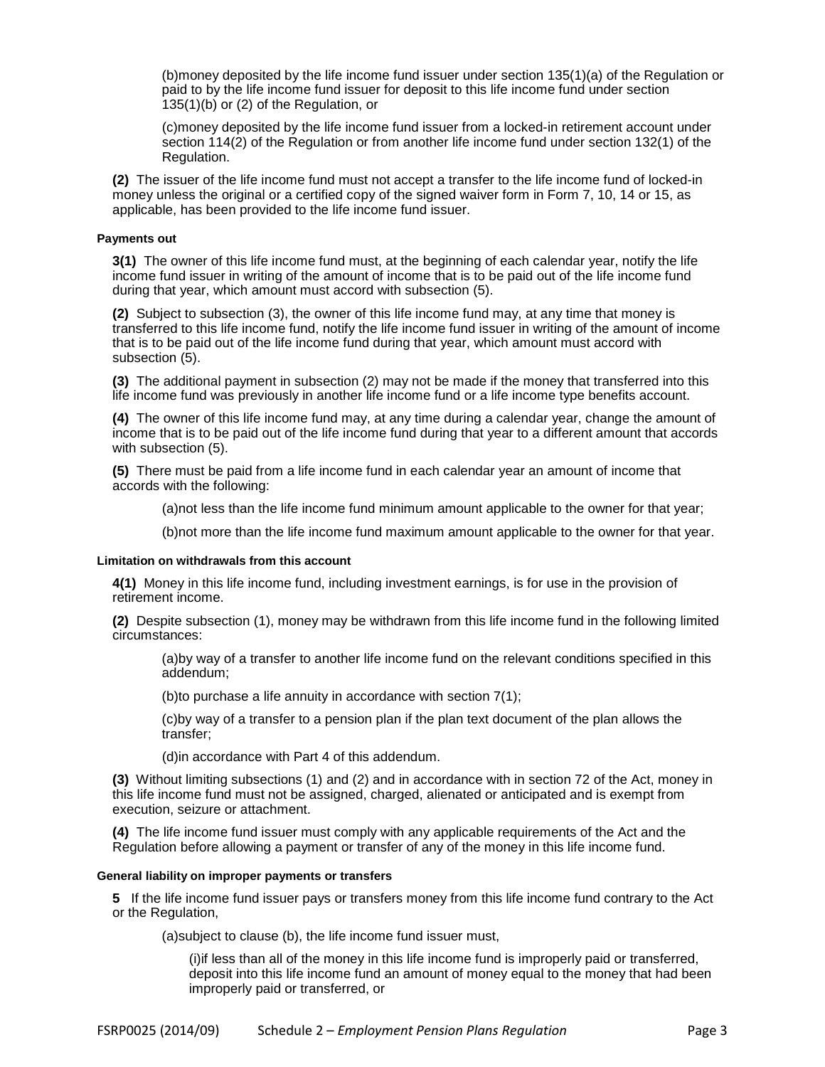(b)money deposited by the life income fund issuer under section 135(1)(a) of the Regulation or paid to by the life income fund issuer for deposit to this life income fund under section 135(1)(b) or (2) of the Regulation, or

(c)money deposited by the life income fund issuer from a locked-in retirement account under section 114(2) of the Regulation or from another life income fund under section 132(1) of the Regulation.

**(2)** The issuer of the life income fund must not accept a transfer to the life income fund of locked-in money unless the original or a certified copy of the signed waiver form in Form 7, 10, 14 or 15, as applicable, has been provided to the life income fund issuer.

#### Payments out

**3(1)** The owner of this life income fund must, at the beginning of each calendar year, notify the life income fund issuer in writing of the amount of income that is to be paid out of the life income fund during that year, which amount must accord with subsection (5).

**(2)** Subject to subsection (3), the owner of this life income fund may, at any time that money is transferred to this life income fund, notify the life income fund issuer in writing of the amount of income that is to be paid out of the life income fund during that year, which amount must accord with subsection (5).

**(3)** The additional payment in subsection (2) may not be made if the money that transferred into this life income fund was previously in another life income fund or a life income type benefits account.

**(4)** The owner of this life income fund may, at any time during a calendar year, change the amount of income that is to be paid out of the life income fund during that year to a different amount that accords with subsection (5).

**(5)** There must be paid from a life income fund in each calendar year an amount of income that accords with the following:

(a)not less than the life income fund minimum amount applicable to the owner for that year;

(b)not more than the life income fund maximum amount applicable to the owner for that year.

#### Limitation on withdrawals from this account

**4(1)** Money in this life income fund, including investment earnings, is for use in the provision of retirement income.

**(2)** Despite subsection (1), money may be withdrawn from this life income fund in the following limited circumstances:

(a)by way of a transfer to another life income fund on the relevant conditions specified in this addendum;

(b)to purchase a life annuity in accordance with section 7(1);

(c)by way of a transfer to a pension plan if the plan text document of the plan allows the transfer;

(d)in accordance with Part 4 of this addendum.

**(3)** Without limiting subsections (1) and (2) and in accordance with in section 72 of the Act, money in this life income fund must not be assigned, charged, alienated or anticipated and is exempt from execution, seizure or attachment.

**(4)** The life income fund issuer must comply with any applicable requirements of the Act and the Regulation before allowing a payment or transfer of any of the money in this life income fund.

#### General liability on improper payments or transfers

**5** If the life income fund issuer pays or transfers money from this life income fund contrary to the Act or the Regulation,

(a)subject to clause (b), the life income fund issuer must,

(i)if less than all of the money in this life income fund is improperly paid or transferred, deposit into this life income fund an amount of money equal to the money that had been improperly paid or transferred, or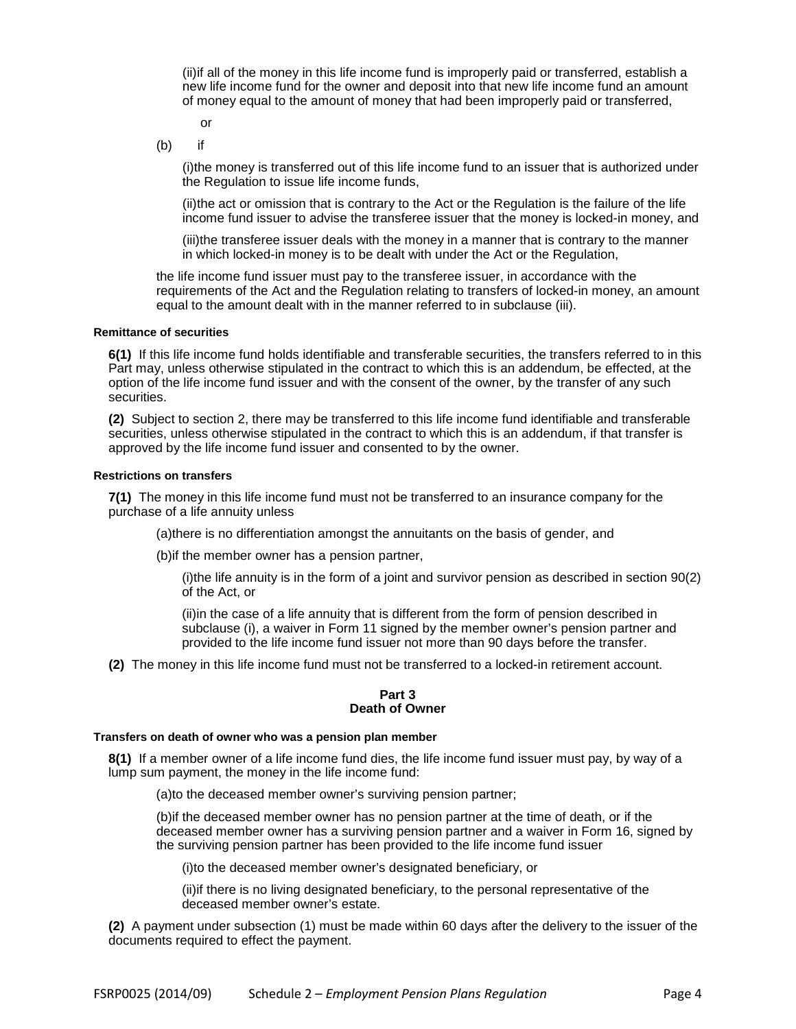(ii)if all of the money in this life income fund is improperly paid or transferred, establish a new life income fund for the owner and deposit into that new life income fund an amount of money equal to the amount of money that had been improperly paid or transferred,

or

(b) if

(i)the money is transferred out of this life income fund to an issuer that is authorized under the Regulation to issue life income funds,

(ii)the act or omission that is contrary to the Act or the Regulation is the failure of the life income fund issuer to advise the transferee issuer that the money is locked-in money, and

(iii)the transferee issuer deals with the money in a manner that is contrary to the manner in which locked-in money is to be dealt with under the Act or the Regulation,

the life income fund issuer must pay to the transferee issuer, in accordance with the requirements of the Act and the Regulation relating to transfers of locked-in money, an amount equal to the amount dealt with in the manner referred to in subclause (iii).

#### Remittance of securities

**6(1)** If this life income fund holds identifiable and transferable securities, the transfers referred to in this Part may, unless otherwise stipulated in the contract to which this is an addendum, be effected, at the option of the life income fund issuer and with the consent of the owner, by the transfer of any such securities.

**(2)** Subject to section 2, there may be transferred to this life income fund identifiable and transferable securities, unless otherwise stipulated in the contract to which this is an addendum, if that transfer is approved by the life income fund issuer and consented to by the owner.

#### Restrictions on transfers

**7(1)** The money in this life income fund must not be transferred to an insurance company for the purchase of a life annuity unless

(a)there is no differentiation amongst the annuitants on the basis of gender, and

(b)if the member owner has a pension partner,

(i)the life annuity is in the form of a joint and survivor pension as described in section 90(2) of the Act, or

(ii)in the case of a life annuity that is different from the form of pension described in subclause (i), a waiver in Form 11 signed by the member owner's pension partner and provided to the life income fund issuer not more than 90 days before the transfer.

**(2)** The money in this life income fund must not be transferred to a locked-in retirement account.

## Part 3
## Death of Owner

#### Transfers on death of owner who was a pension plan member

**8(1)** If a member owner of a life income fund dies, the life income fund issuer must pay, by way of a lump sum payment, the money in the life income fund:

(a)to the deceased member owner's surviving pension partner;

(b)if the deceased member owner has no pension partner at the time of death, or if the deceased member owner has a surviving pension partner and a waiver in Form 16, signed by the surviving pension partner has been provided to the life income fund issuer

(i)to the deceased member owner's designated beneficiary, or

(ii)if there is no living designated beneficiary, to the personal representative of the deceased member owner's estate.

**(2)** A payment under subsection (1) must be made within 60 days after the delivery to the issuer of the documents required to effect the payment.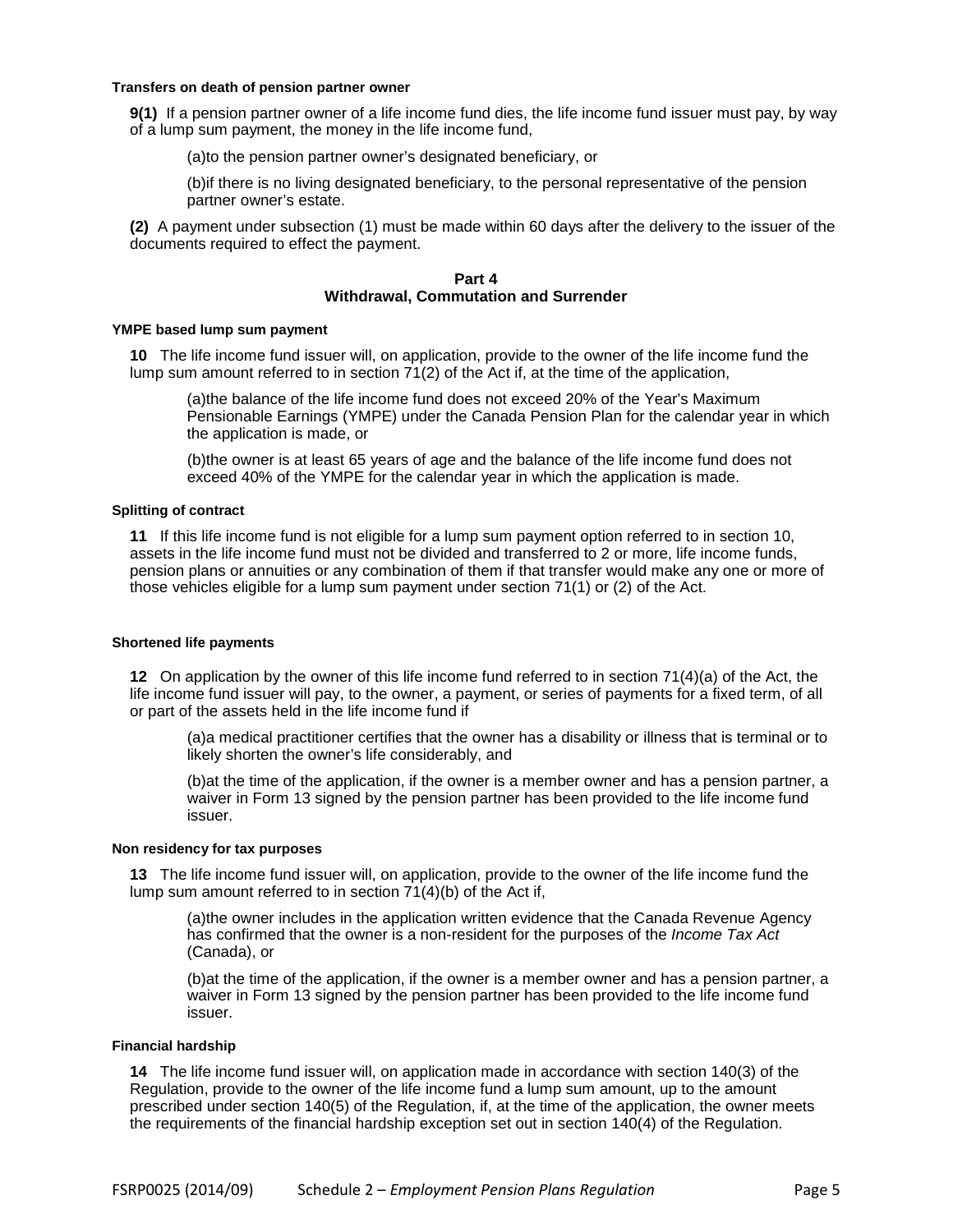#### Transfers on death of pension partner owner

**9(1)** If a pension partner owner of a life income fund dies, the life income fund issuer must pay, by way of a lump sum payment, the money in the life income fund,

(a)to the pension partner owner's designated beneficiary, or

(b)if there is no living designated beneficiary, to the personal representative of the pension partner owner's estate.

**(2)** A payment under subsection (1) must be made within 60 days after the delivery to the issuer of the documents required to effect the payment.

### Part 4
### Withdrawal, Commutation and Surrender

#### YMPE based lump sum payment

**10** The life income fund issuer will, on application, provide to the owner of the life income fund the lump sum amount referred to in section 71(2) of the Act if, at the time of the application,

(a)the balance of the life income fund does not exceed 20% of the Year's Maximum Pensionable Earnings (YMPE) under the Canada Pension Plan for the calendar year in which the application is made, or

(b)the owner is at least 65 years of age and the balance of the life income fund does not exceed 40% of the YMPE for the calendar year in which the application is made.

#### Splitting of contract

**11** If this life income fund is not eligible for a lump sum payment option referred to in section 10, assets in the life income fund must not be divided and transferred to 2 or more, life income funds, pension plans or annuities or any combination of them if that transfer would make any one or more of those vehicles eligible for a lump sum payment under section 71(1) or (2) of the Act.

#### Shortened life payments

**12** On application by the owner of this life income fund referred to in section 71(4)(a) of the Act, the life income fund issuer will pay, to the owner, a payment, or series of payments for a fixed term, of all or part of the assets held in the life income fund if

(a)a medical practitioner certifies that the owner has a disability or illness that is terminal or to likely shorten the owner's life considerably, and

(b)at the time of the application, if the owner is a member owner and has a pension partner, a waiver in Form 13 signed by the pension partner has been provided to the life income fund issuer.

#### Non residency for tax purposes

**13** The life income fund issuer will, on application, provide to the owner of the life income fund the lump sum amount referred to in section 71(4)(b) of the Act if,

(a)the owner includes in the application written evidence that the Canada Revenue Agency has confirmed that the owner is a non-resident for the purposes of the *Income Tax Act* (Canada), or

(b)at the time of the application, if the owner is a member owner and has a pension partner, a waiver in Form 13 signed by the pension partner has been provided to the life income fund issuer.

#### Financial hardship

**14** The life income fund issuer will, on application made in accordance with section 140(3) of the Regulation, provide to the owner of the life income fund a lump sum amount, up to the amount prescribed under section 140(5) of the Regulation, if, at the time of the application, the owner meets the requirements of the financial hardship exception set out in section 140(4) of the Regulation.